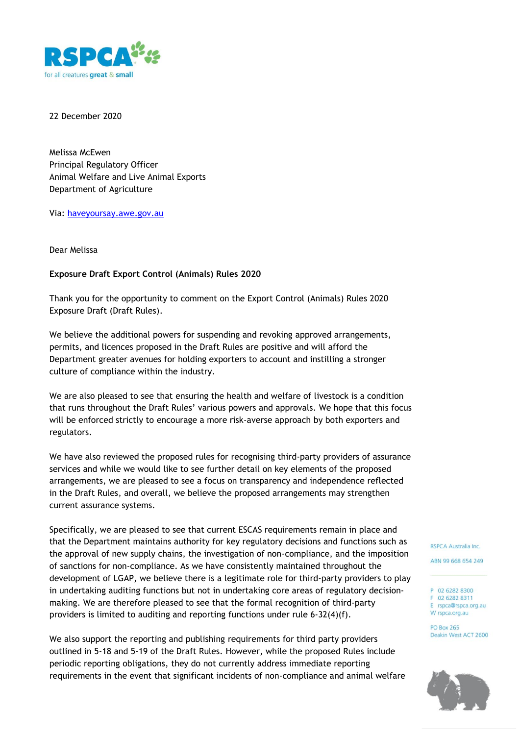22 December 2020

Melissa McEwen
Principal Regulatory Officer
Animal Welfare and Live Animal Exports
Department of Agriculture

Via: haveyoursay.awe.gov.au

Dear Melissa

**Exposure Draft Export Control (Animals) Rules 2020**

Thank you for the opportunity to comment on the Export Control (Animals) Rules 2020 Exposure Draft (Draft Rules).

We believe the additional powers for suspending and revoking approved arrangements, permits, and licences proposed in the Draft Rules are positive and will afford the Department greater avenues for holding exporters to account and instilling a stronger culture of compliance within the industry.

We are also pleased to see that ensuring the health and welfare of livestock is a condition that runs throughout the Draft Rules' various powers and approvals. We hope that this focus will be enforced strictly to encourage a more risk-averse approach by both exporters and regulators.

We have also reviewed the proposed rules for recognising third-party providers of assurance services and while we would like to see further detail on key elements of the proposed arrangements, we are pleased to see a focus on transparency and independence reflected in the Draft Rules, and overall, we believe the proposed arrangements may strengthen current assurance systems.

Specifically, we are pleased to see that current ESCAS requirements remain in place and that the Department maintains authority for key regulatory decisions and functions such as the approval of new supply chains, the investigation of non-compliance, and the imposition of sanctions for non-compliance. As we have consistently maintained throughout the development of LGAP, we believe there is a legitimate role for third-party providers to play in undertaking auditing functions but not in undertaking core areas of regulatory decision-making. We are therefore pleased to see that the formal recognition of third-party providers is limited to auditing and reporting functions under rule 6-32(4)(f).

We also support the reporting and publishing requirements for third party providers outlined in 5-18 and 5-19 of the Draft Rules. However, while the proposed Rules include periodic reporting obligations, they do not currently address immediate reporting requirements in the event that significant incidents of non-compliance and animal welfare

RSPCA Australia Inc.

ABN 99 668 654 249

P 02 6282 8300
F 02 6282 8311
E rspca@rspca.org.au
W rspca.org.au

PO Box 265
Deakin West ACT 2600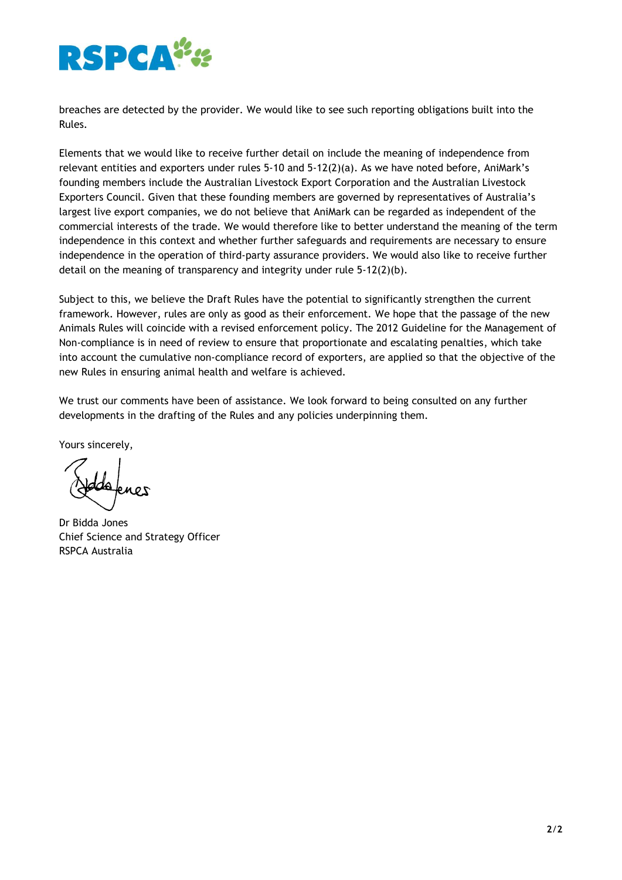breaches are detected by the provider. We would like to see such reporting obligations built into the Rules.

Elements that we would like to receive further detail on include the meaning of independence from relevant entities and exporters under rules 5-10 and 5-12(2)(a). As we have noted before, AniMark's founding members include the Australian Livestock Export Corporation and the Australian Livestock Exporters Council. Given that these founding members are governed by representatives of Australia's largest live export companies, we do not believe that AniMark can be regarded as independent of the commercial interests of the trade. We would therefore like to better understand the meaning of the term independence in this context and whether further safeguards and requirements are necessary to ensure independence in the operation of third-party assurance providers. We would also like to receive further detail on the meaning of transparency and integrity under rule 5-12(2)(b).

Subject to this, we believe the Draft Rules have the potential to significantly strengthen the current framework. However, rules are only as good as their enforcement. We hope that the passage of the new Animals Rules will coincide with a revised enforcement policy. The 2012 Guideline for the Management of Non-compliance is in need of review to ensure that proportionate and escalating penalties, which take into account the cumulative non-compliance record of exporters, are applied so that the objective of the new Rules in ensuring animal health and welfare is achieved.

We trust our comments have been of assistance. We look forward to being consulted on any further developments in the drafting of the Rules and any policies underpinning them.

Yours sincerely,

Dr Bidda Jones
Chief Science and Strategy Officer
RSPCA Australia